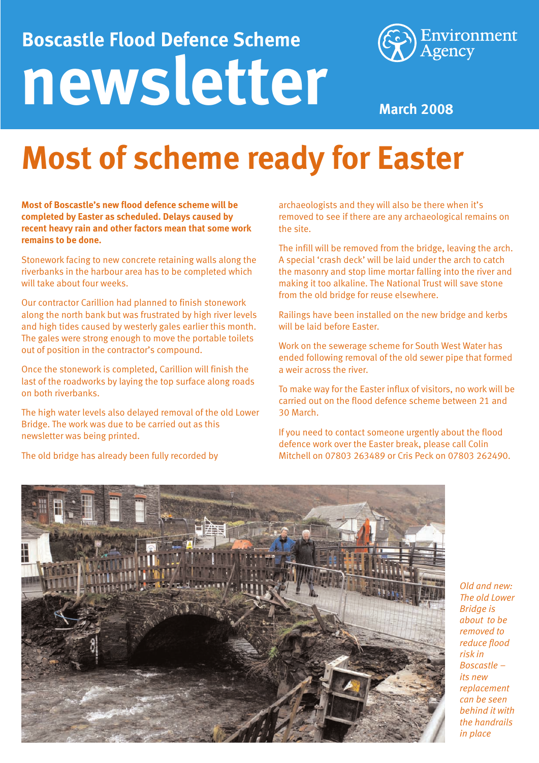# Boscastle Flood Defence Scheme newsletter

Environment Agency

**March 2008**

# Most of scheme ready for Easter

**Most of Boscastle's new flood defence scheme will be completed by Easter as scheduled. Delays caused by recent heavy rain and other factors mean that some work remains to be done.**

Stonework facing to new concrete retaining walls along the riverbanks in the harbour area has to be completed which will take about four weeks.

Our contractor Carillion had planned to finish stonework along the north bank but was frustrated by high river levels and high tides caused by westerly gales earlier this month. The gales were strong enough to move the portable toilets out of position in the contractor's compound.

Once the stonework is completed, Carillion will finish the last of the roadworks by laying the top surface along roads on both riverbanks.

The high water levels also delayed removal of the old Lower Bridge. The work was due to be carried out as this newsletter was being printed.

The old bridge has already been fully recorded by archaeologists and they will also be there when it's removed to see if there are any archaeological remains on the site.

The infill will be removed from the bridge, leaving the arch. A special 'crash deck' will be laid under the arch to catch the masonry and stop lime mortar falling into the river and making it too alkaline. The National Trust will save stone from the old bridge for reuse elsewhere.

Railings have been installed on the new bridge and kerbs will be laid before Easter.

Work on the sewerage scheme for South West Water has ended following removal of the old sewer pipe that formed a weir across the river.

To make way for the Easter influx of visitors, no work will be carried out on the flood defence scheme between 21 and 30 March.

If you need to contact someone urgently about the flood defence work over the Easter break, please call Colin Mitchell on 07803 263489 or Cris Peck on 07803 262490.

*Old and new: The old Lower Bridge is about to be removed to reduce flood risk in Boscastle – its new replacement can be seen behind it with the handrails in place*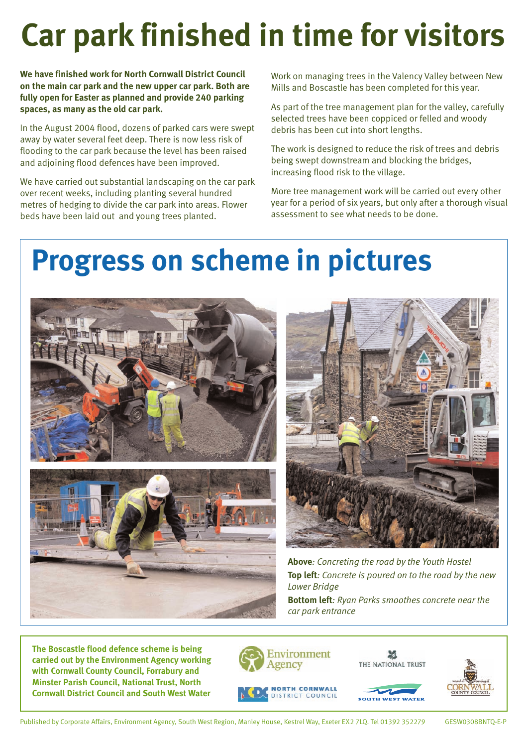# Car park finished in time for visitors

**We have finished work for North Cornwall District Council on the main car park and the new upper car park. Both are fully open for Easter as planned and provide 240 parking spaces, as many as the old car park.**

In the August 2004 flood, dozens of parked cars were swept away by water several feet deep. There is now less risk of flooding to the car park because the level has been raised and adjoining flood defences have been improved.

We have carried out substantial landscaping on the car park over recent weeks, including planting several hundred metres of hedging to divide the car park into areas. Flower beds have been laid out and young trees planted.

Work on managing trees in the Valency Valley between New Mills and Boscastle has been completed for this year.

As part of the tree management plan for the valley, carefully selected trees have been coppiced or felled and woody debris has been cut into short lengths.

The work is designed to reduce the risk of trees and debris being swept downstream and blocking the bridges, increasing flood risk to the village.

More tree management work will be carried out every other year for a period of six years, but only after a thorough visual assessment to see what needs to be done.

# Progress on scheme in pictures

**Above**: *Concreting the road by the Youth Hostel*

**Top left**: *Concrete is poured on to the road by the new Lower Bridge*

**Bottom left**: *Ryan Parks smoothes concrete near the car park entrance*

**The Boscastle flood defence scheme is being carried out by the Environment Agency working with Cornwall County Council, Forrabury and Minster Parish Council, National Trust, North Cornwall District Council and South West Water**

Environment Agency

The National Trust

North Cornwall District Council

South West Water

Cornwall County Council

Published by Corporate Affairs, Environment Agency, South West Region, Manley House, Kestrel Way, Exeter EX2 7LQ. Tel 01392 352279 GESW0308BNTQ-E-P